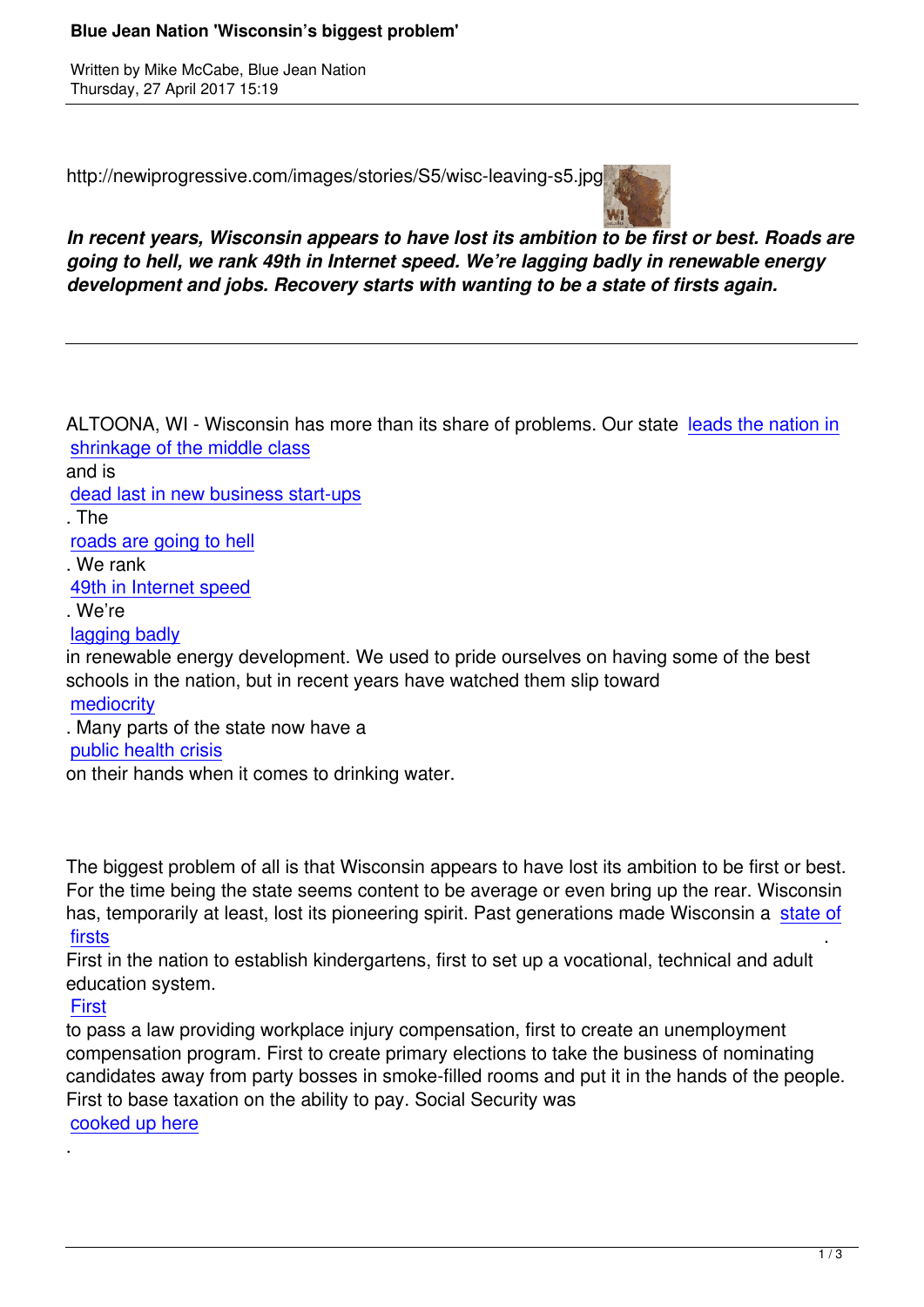# Blue Jean Nation 'Wisconsin's biggest problem'

Written by Mike McCabe, Blue Jean Nation
Thursday, 27 April 2017 15:19

http://newiprogressive.com/images/stories/S5/wisc-leaving-s5.jpg

***In recent years, Wisconsin appears to have lost its ambition to be first or best. Roads are going to hell, we rank 49th in Internet speed. We're lagging badly in renewable energy development and jobs. Recovery starts with wanting to be a state of firsts again.***

---

ALTOONA, WI - Wisconsin has more than its share of problems. Our state leads the nation in shrinkage of the middle class and is dead last in new business start-ups. The roads are going to hell. We rank 49th in Internet speed. We're lagging badly in renewable energy development. We used to pride ourselves on having some of the best schools in the nation, but in recent years have watched them slip toward mediocrity. Many parts of the state now have a public health crisis on their hands when it comes to drinking water.

The biggest problem of all is that Wisconsin appears to have lost its ambition to be first or best. For the time being the state seems content to be average or even bring up the rear. Wisconsin has, temporarily at least, lost its pioneering spirit. Past generations made Wisconsin a state of firsts. First in the nation to establish kindergartens, first to set up a vocational, technical and adult education system. First to pass a law providing workplace injury compensation, first to create an unemployment compensation program. First to create primary elections to take the business of nominating candidates away from party bosses in smoke-filled rooms and put it in the hands of the people. First to base taxation on the ability to pay. Social Security was cooked up here.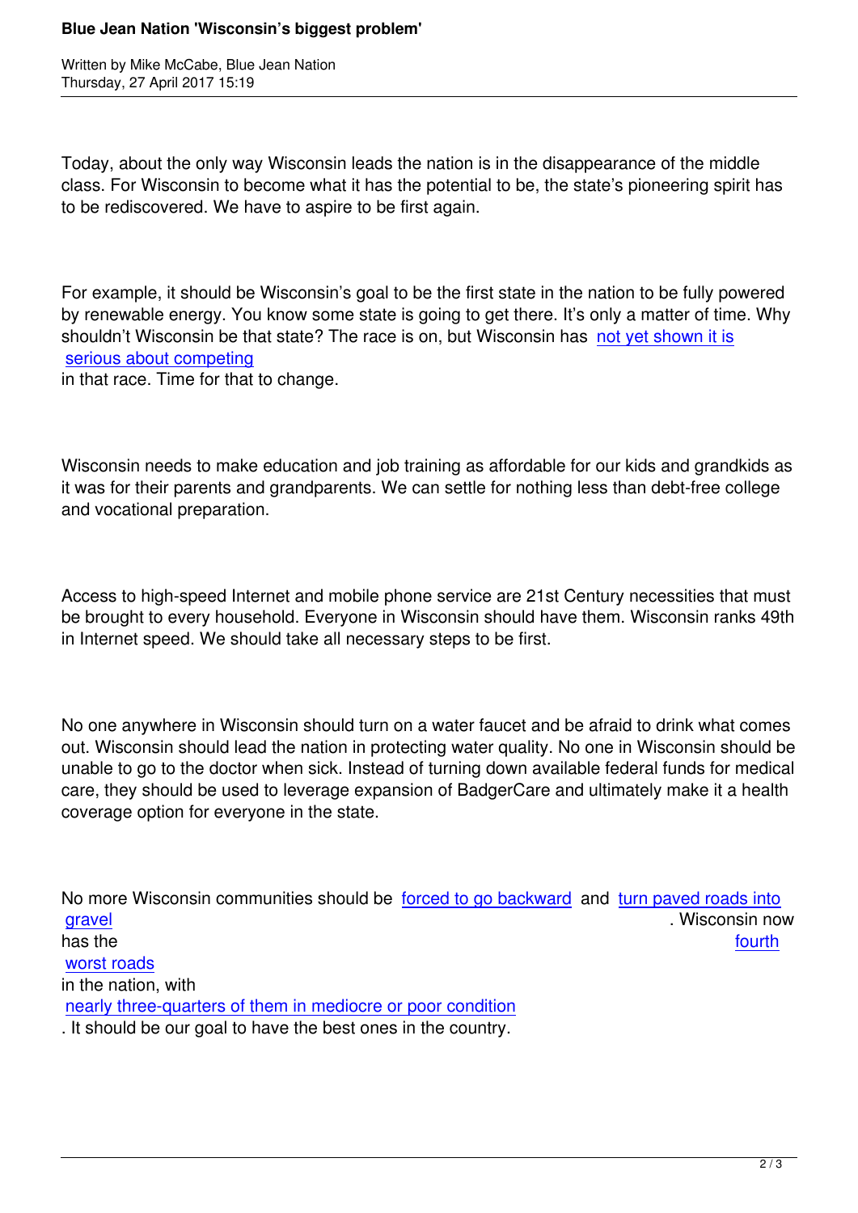Today, about the only way Wisconsin leads the nation is in the disappearance of the middle class. For Wisconsin to become what it has the potential to be, the state's pioneering spirit has to be rediscovered. We have to aspire to be first again.

For example, it should be Wisconsin's goal to be the first state in the nation to be fully powered by renewable energy. You know some state is going to get there. It's only a matter of time. Why shouldn't Wisconsin be that state? The race is on, but Wisconsin has not yet shown it is serious about competing in that race. Time for that to change.

Wisconsin needs to make education and job training as affordable for our kids and grandkids as it was for their parents and grandparents. We can settle for nothing less than debt-free college and vocational preparation.

Access to high-speed Internet and mobile phone service are 21st Century necessities that must be brought to every household. Everyone in Wisconsin should have them. Wisconsin ranks 49th in Internet speed. We should take all necessary steps to be first.

No one anywhere in Wisconsin should turn on a water faucet and be afraid to drink what comes out. Wisconsin should lead the nation in protecting water quality. No one in Wisconsin should be unable to go to the doctor when sick. Instead of turning down available federal funds for medical care, they should be used to leverage expansion of BadgerCare and ultimately make it a health coverage option for everyone in the state.

No more Wisconsin communities should be forced to go backward and turn paved roads into gravel. Wisconsin now has the fourth worst roads in the nation, with nearly three-quarters of them in mediocre or poor condition. It should be our goal to have the best ones in the country.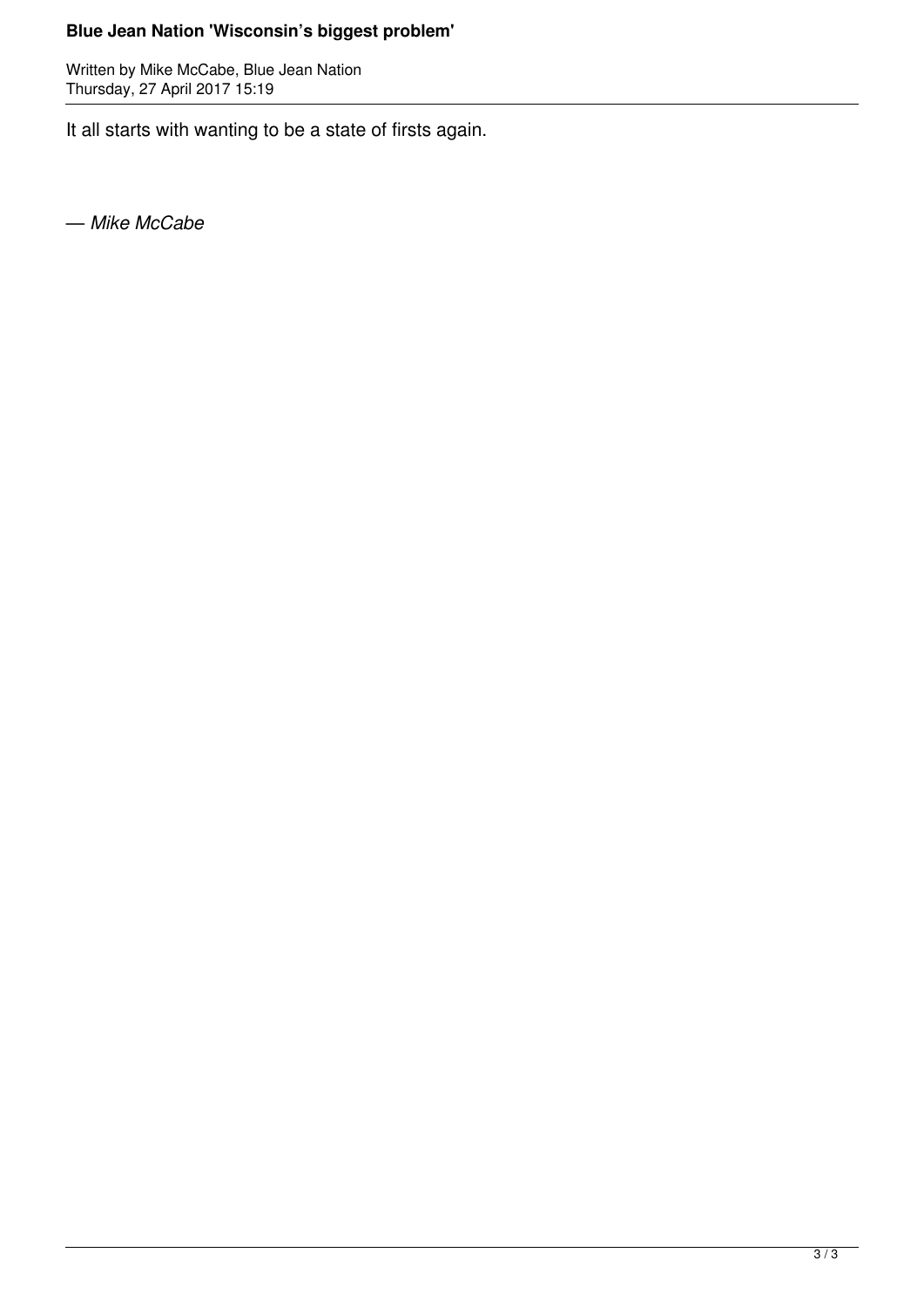It all starts with wanting to be a state of firsts again.

— *Mike McCabe*